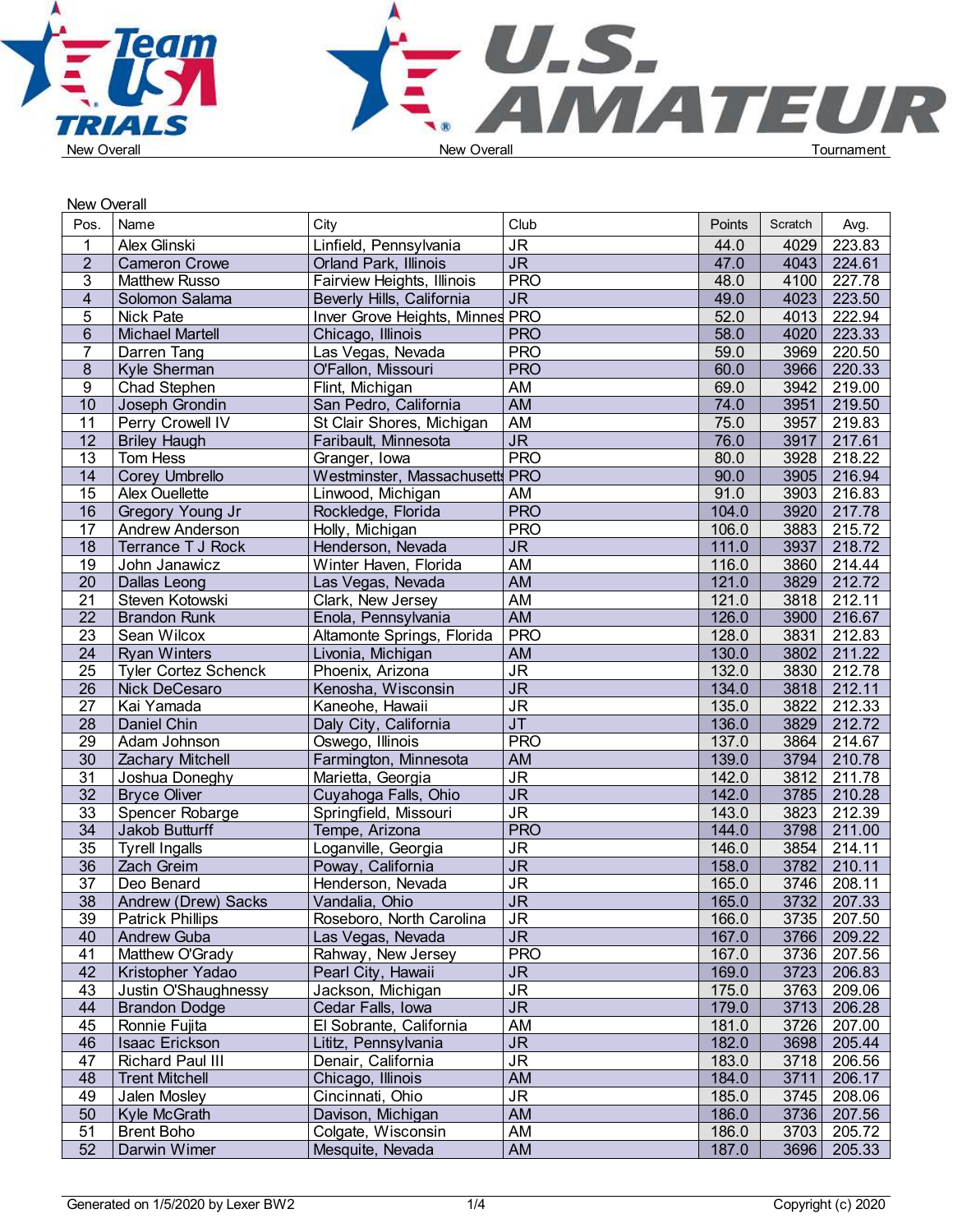New Overall | New Overall | Tournament

## New Overall

| Pos. | Name | City | Club | Points | Scratch | Avg. |
|---|---|---|---|---|---|---|
| 1 | Alex Glinski | Linfield, Pennsylvania | JR | 44.0 | 4029 | 223.83 |
| 2 | Cameron Crowe | Orland Park, Illinois | JR | 47.0 | 4043 | 224.61 |
| 3 | Matthew Russo | Fairview Heights, Illinois | PRO | 48.0 | 4100 | 227.78 |
| 4 | Solomon Salama | Beverly Hills, California | JR | 49.0 | 4023 | 223.50 |
| 5 | Nick Pate | Inver Grove Heights, Minnes | PRO | 52.0 | 4013 | 222.94 |
| 6 | Michael Martell | Chicago, Illinois | PRO | 58.0 | 4020 | 223.33 |
| 7 | Darren Tang | Las Vegas, Nevada | PRO | 59.0 | 3969 | 220.50 |
| 8 | Kyle Sherman | O'Fallon, Missouri | PRO | 60.0 | 3966 | 220.33 |
| 9 | Chad Stephen | Flint, Michigan | AM | 69.0 | 3942 | 219.00 |
| 10 | Joseph Grondin | San Pedro, California | AM | 74.0 | 3951 | 219.50 |
| 11 | Perry Crowell IV | St Clair Shores, Michigan | AM | 75.0 | 3957 | 219.83 |
| 12 | Briley Haugh | Faribault, Minnesota | JR | 76.0 | 3917 | 217.61 |
| 13 | Tom Hess | Granger, Iowa | PRO | 80.0 | 3928 | 218.22 |
| 14 | Corey Umbrello | Westminster, Massachusetts | PRO | 90.0 | 3905 | 216.94 |
| 15 | Alex Ouellette | Linwood, Michigan | AM | 91.0 | 3903 | 216.83 |
| 16 | Gregory Young Jr | Rockledge, Florida | PRO | 104.0 | 3920 | 217.78 |
| 17 | Andrew Anderson | Holly, Michigan | PRO | 106.0 | 3883 | 215.72 |
| 18 | Terrance T J Rock | Henderson, Nevada | JR | 111.0 | 3937 | 218.72 |
| 19 | John Janawicz | Winter Haven, Florida | AM | 116.0 | 3860 | 214.44 |
| 20 | Dallas Leong | Las Vegas, Nevada | AM | 121.0 | 3829 | 212.72 |
| 21 | Steven Kotowski | Clark, New Jersey | AM | 121.0 | 3818 | 212.11 |
| 22 | Brandon Runk | Enola, Pennsylvania | AM | 126.0 | 3900 | 216.67 |
| 23 | Sean Wilcox | Altamonte Springs, Florida | PRO | 128.0 | 3831 | 212.83 |
| 24 | Ryan Winters | Livonia, Michigan | AM | 130.0 | 3802 | 211.22 |
| 25 | Tyler Cortez Schenck | Phoenix, Arizona | JR | 132.0 | 3830 | 212.78 |
| 26 | Nick DeCesaro | Kenosha, Wisconsin | JR | 134.0 | 3818 | 212.11 |
| 27 | Kai Yamada | Kaneohe, Hawaii | JR | 135.0 | 3822 | 212.33 |
| 28 | Daniel Chin | Daly City, California | JT | 136.0 | 3829 | 212.72 |
| 29 | Adam Johnson | Oswego, Illinois | PRO | 137.0 | 3864 | 214.67 |
| 30 | Zachary Mitchell | Farmington, Minnesota | AM | 139.0 | 3794 | 210.78 |
| 31 | Joshua Doneghy | Marietta, Georgia | JR | 142.0 | 3812 | 211.78 |
| 32 | Bryce Oliver | Cuyahoga Falls, Ohio | JR | 142.0 | 3785 | 210.28 |
| 33 | Spencer Robarge | Springfield, Missouri | JR | 143.0 | 3823 | 212.39 |
| 34 | Jakob Butturff | Tempe, Arizona | PRO | 144.0 | 3798 | 211.00 |
| 35 | Tyrell Ingalls | Loganville, Georgia | JR | 146.0 | 3854 | 214.11 |
| 36 | Zach Greim | Poway, California | JR | 158.0 | 3782 | 210.11 |
| 37 | Deo Benard | Henderson, Nevada | JR | 165.0 | 3746 | 208.11 |
| 38 | Andrew (Drew) Sacks | Vandalia, Ohio | JR | 165.0 | 3732 | 207.33 |
| 39 | Patrick Phillips | Roseboro, North Carolina | JR | 166.0 | 3735 | 207.50 |
| 40 | Andrew Guba | Las Vegas, Nevada | JR | 167.0 | 3766 | 209.22 |
| 41 | Matthew O'Grady | Rahway, New Jersey | PRO | 167.0 | 3736 | 207.56 |
| 42 | Kristopher Yadao | Pearl City, Hawaii | JR | 169.0 | 3723 | 206.83 |
| 43 | Justin O'Shaughnessy | Jackson, Michigan | JR | 175.0 | 3763 | 209.06 |
| 44 | Brandon Dodge | Cedar Falls, Iowa | JR | 179.0 | 3713 | 206.28 |
| 45 | Ronnie Fujita | El Sobrante, California | AM | 181.0 | 3726 | 207.00 |
| 46 | Isaac Erickson | Lititz, Pennsylvania | JR | 182.0 | 3698 | 205.44 |
| 47 | Richard Paul III | Denair, California | JR | 183.0 | 3718 | 206.56 |
| 48 | Trent Mitchell | Chicago, Illinois | AM | 184.0 | 3711 | 206.17 |
| 49 | Jalen Mosley | Cincinnati, Ohio | JR | 185.0 | 3745 | 208.06 |
| 50 | Kyle McGrath | Davison, Michigan | AM | 186.0 | 3736 | 207.56 |
| 51 | Brent Boho | Colgate, Wisconsin | AM | 186.0 | 3703 | 205.72 |
| 52 | Darwin Wimer | Mesquite, Nevada | AM | 187.0 | 3696 | 205.33 |

Generated on 1/5/2020 by Lexer BW2 | Copyright (c) 2020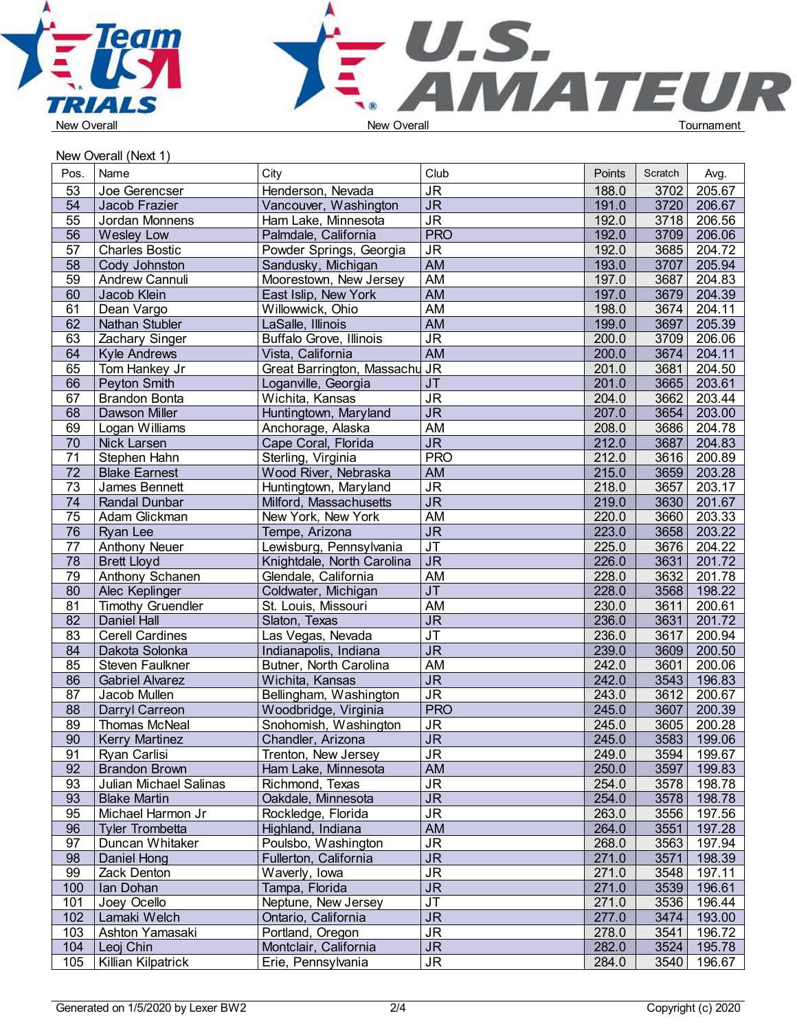New Overall | New Overall | Tournament

New Overall (Next 1)

| Pos. | Name | City | Club | Points | Scratch | Avg. |
|---|---|---|---|---|---|---|
| 53 | Joe Gerencser | Henderson, Nevada | JR | 188.0 | 3702 | 205.67 |
| 54 | Jacob Frazier | Vancouver, Washington | JR | 191.0 | 3720 | 206.67 |
| 55 | Jordan Monnens | Ham Lake, Minnesota | JR | 192.0 | 3718 | 206.56 |
| 56 | Wesley Low | Palmdale, California | PRO | 192.0 | 3709 | 206.06 |
| 57 | Charles Bostic | Powder Springs, Georgia | JR | 192.0 | 3685 | 204.72 |
| 58 | Cody Johnston | Sandusky, Michigan | AM | 193.0 | 3707 | 205.94 |
| 59 | Andrew Cannuli | Moorestown, New Jersey | AM | 197.0 | 3687 | 204.83 |
| 60 | Jacob Klein | East Islip, New York | AM | 197.0 | 3679 | 204.39 |
| 61 | Dean Vargo | Willowwick, Ohio | AM | 198.0 | 3674 | 204.11 |
| 62 | Nathan Stubler | LaSalle, Illinois | AM | 199.0 | 3697 | 205.39 |
| 63 | Zachary Singer | Buffalo Grove, Illinois | JR | 200.0 | 3709 | 206.06 |
| 64 | Kyle Andrews | Vista, California | AM | 200.0 | 3674 | 204.11 |
| 65 | Tom Hankey Jr | Great Barrington, Massachu | JR | 201.0 | 3681 | 204.50 |
| 66 | Peyton Smith | Loganville, Georgia | JT | 201.0 | 3665 | 203.61 |
| 67 | Brandon Bonta | Wichita, Kansas | JR | 204.0 | 3662 | 203.44 |
| 68 | Dawson Miller | Huntingtown, Maryland | JR | 207.0 | 3654 | 203.00 |
| 69 | Logan Williams | Anchorage, Alaska | AM | 208.0 | 3686 | 204.78 |
| 70 | Nick Larsen | Cape Coral, Florida | JR | 212.0 | 3687 | 204.83 |
| 71 | Stephen Hahn | Sterling, Virginia | PRO | 212.0 | 3616 | 200.89 |
| 72 | Blake Earnest | Wood River, Nebraska | AM | 215.0 | 3659 | 203.28 |
| 73 | James Bennett | Huntingtown, Maryland | JR | 218.0 | 3657 | 203.17 |
| 74 | Randal Dunbar | Milford, Massachusetts | JR | 219.0 | 3630 | 201.67 |
| 75 | Adam Glickman | New York, New York | AM | 220.0 | 3660 | 203.33 |
| 76 | Ryan Lee | Tempe, Arizona | JR | 223.0 | 3658 | 203.22 |
| 77 | Anthony Neuer | Lewisburg, Pennsylvania | JT | 225.0 | 3676 | 204.22 |
| 78 | Brett Lloyd | Knightdale, North Carolina | JR | 226.0 | 3631 | 201.72 |
| 79 | Anthony Schanen | Glendale, California | AM | 228.0 | 3632 | 201.78 |
| 80 | Alec Keplinger | Coldwater, Michigan | JT | 228.0 | 3568 | 198.22 |
| 81 | Timothy Gruendler | St. Louis, Missouri | AM | 230.0 | 3611 | 200.61 |
| 82 | Daniel Hall | Slaton, Texas | JR | 236.0 | 3631 | 201.72 |
| 83 | Cerell Cardines | Las Vegas, Nevada | JT | 236.0 | 3617 | 200.94 |
| 84 | Dakota Solonka | Indianapolis, Indiana | JR | 239.0 | 3609 | 200.50 |
| 85 | Steven Faulkner | Butner, North Carolina | AM | 242.0 | 3601 | 200.06 |
| 86 | Gabriel Alvarez | Wichita, Kansas | JR | 242.0 | 3543 | 196.83 |
| 87 | Jacob Mullen | Bellingham, Washington | JR | 243.0 | 3612 | 200.67 |
| 88 | Darryl Carreon | Woodbridge, Virginia | PRO | 245.0 | 3607 | 200.39 |
| 89 | Thomas McNeal | Snohomish, Washington | JR | 245.0 | 3605 | 200.28 |
| 90 | Kerry Martinez | Chandler, Arizona | JR | 245.0 | 3583 | 199.06 |
| 91 | Ryan Carlisi | Trenton, New Jersey | JR | 249.0 | 3594 | 199.67 |
| 92 | Brandon Brown | Ham Lake, Minnesota | AM | 250.0 | 3597 | 199.83 |
| 93 | Julian Michael Salinas | Richmond, Texas | JR | 254.0 | 3578 | 198.78 |
| 93 | Blake Martin | Oakdale, Minnesota | JR | 254.0 | 3578 | 198.78 |
| 95 | Michael Harmon Jr | Rockledge, Florida | JR | 263.0 | 3556 | 197.56 |
| 96 | Tyler Trombetta | Highland, Indiana | AM | 264.0 | 3551 | 197.28 |
| 97 | Duncan Whitaker | Poulsbo, Washington | JR | 268.0 | 3563 | 197.94 |
| 98 | Daniel Hong | Fullerton, California | JR | 271.0 | 3571 | 198.39 |
| 99 | Zack Denton | Waverly, Iowa | JR | 271.0 | 3548 | 197.11 |
| 100 | Ian Dohan | Tampa, Florida | JR | 271.0 | 3539 | 196.61 |
| 101 | Joey Ocello | Neptune, New Jersey | JT | 271.0 | 3536 | 196.44 |
| 102 | Lamaki Welch | Ontario, California | JR | 277.0 | 3474 | 193.00 |
| 103 | Ashton Yamasaki | Portland, Oregon | JR | 278.0 | 3541 | 196.72 |
| 104 | Leoj Chin | Montclair, California | JR | 282.0 | 3524 | 195.78 |
| 105 | Killian Kilpatrick | Erie, Pennsylvania | JR | 284.0 | 3540 | 196.67 |

Generated on 1/5/2020 by Lexer BW2 | Copyright (c) 2020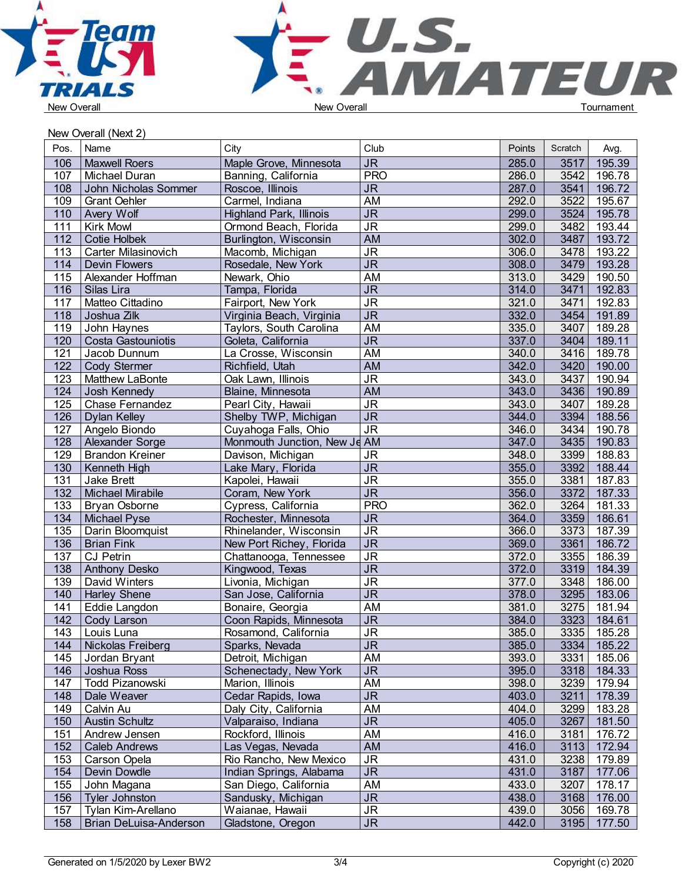New Overall | New Overall | Tournament

New Overall (Next 2)

| Pos. | Name | City | Club | Points | Scratch | Avg. |
|---|---|---|---|---|---|---|
| 106 | Maxwell Roers | Maple Grove, Minnesota | JR | 285.0 | 3517 | 195.39 |
| 107 | Michael Duran | Banning, California | PRO | 286.0 | 3542 | 196.78 |
| 108 | John Nicholas Sommer | Roscoe, Illinois | JR | 287.0 | 3541 | 196.72 |
| 109 | Grant Oehler | Carmel, Indiana | AM | 292.0 | 3522 | 195.67 |
| 110 | Avery Wolf | Highland Park, Illinois | JR | 299.0 | 3524 | 195.78 |
| 111 | Kirk Mowl | Ormond Beach, Florida | JR | 299.0 | 3482 | 193.44 |
| 112 | Cotie Holbek | Burlington, Wisconsin | AM | 302.0 | 3487 | 193.72 |
| 113 | Carter Milasinovich | Macomb, Michigan | JR | 306.0 | 3478 | 193.22 |
| 114 | Devin Flowers | Rosedale, New York | JR | 308.0 | 3479 | 193.28 |
| 115 | Alexander Hoffman | Newark, Ohio | AM | 313.0 | 3429 | 190.50 |
| 116 | Silas Lira | Tampa, Florida | JR | 314.0 | 3471 | 192.83 |
| 117 | Matteo Cittadino | Fairport, New York | JR | 321.0 | 3471 | 192.83 |
| 118 | Joshua Zilk | Virginia Beach, Virginia | JR | 332.0 | 3454 | 191.89 |
| 119 | John Haynes | Taylors, South Carolina | AM | 335.0 | 3407 | 189.28 |
| 120 | Costa Gastouniotis | Goleta, California | JR | 337.0 | 3404 | 189.11 |
| 121 | Jacob Dunnum | La Crosse, Wisconsin | AM | 340.0 | 3416 | 189.78 |
| 122 | Cody Stermer | Richfield, Utah | AM | 342.0 | 3420 | 190.00 |
| 123 | Matthew LaBonte | Oak Lawn, Illinois | JR | 343.0 | 3437 | 190.94 |
| 124 | Josh Kennedy | Blaine, Minnesota | AM | 343.0 | 3436 | 190.89 |
| 125 | Chase Fernandez | Pearl City, Hawaii | JR | 343.0 | 3407 | 189.28 |
| 126 | Dylan Kelley | Shelby TWP, Michigan | JR | 344.0 | 3394 | 188.56 |
| 127 | Angelo Biondo | Cuyahoga Falls, Ohio | JR | 346.0 | 3434 | 190.78 |
| 128 | Alexander Sorge | Monmouth Junction, New Je | AM | 347.0 | 3435 | 190.83 |
| 129 | Brandon Kreiner | Davison, Michigan | JR | 348.0 | 3399 | 188.83 |
| 130 | Kenneth High | Lake Mary, Florida | JR | 355.0 | 3392 | 188.44 |
| 131 | Jake Brett | Kapolei, Hawaii | JR | 355.0 | 3381 | 187.83 |
| 132 | Michael Mirabile | Coram, New York | JR | 356.0 | 3372 | 187.33 |
| 133 | Bryan Osborne | Cypress, California | PRO | 362.0 | 3264 | 181.33 |
| 134 | Michael Pyse | Rochester, Minnesota | JR | 364.0 | 3359 | 186.61 |
| 135 | Darin Bloomquist | Rhinelander, Wisconsin | JR | 366.0 | 3373 | 187.39 |
| 136 | Brian Fink | New Port Richey, Florida | JR | 369.0 | 3361 | 186.72 |
| 137 | CJ Petrin | Chattanooga, Tennessee | JR | 372.0 | 3355 | 186.39 |
| 138 | Anthony Desko | Kingwood, Texas | JR | 372.0 | 3319 | 184.39 |
| 139 | David Winters | Livonia, Michigan | JR | 377.0 | 3348 | 186.00 |
| 140 | Harley Shene | San Jose, California | JR | 378.0 | 3295 | 183.06 |
| 141 | Eddie Langdon | Bonaire, Georgia | AM | 381.0 | 3275 | 181.94 |
| 142 | Cody Larson | Coon Rapids, Minnesota | JR | 384.0 | 3323 | 184.61 |
| 143 | Louis Luna | Rosamond, California | JR | 385.0 | 3335 | 185.28 |
| 144 | Nickolas Freiberg | Sparks, Nevada | JR | 385.0 | 3334 | 185.22 |
| 145 | Jordan Bryant | Detroit, Michigan | AM | 393.0 | 3331 | 185.06 |
| 146 | Joshua Ross | Schenectady, New York | JR | 395.0 | 3318 | 184.33 |
| 147 | Todd Pizanowski | Marion, Illinois | AM | 398.0 | 3239 | 179.94 |
| 148 | Dale Weaver | Cedar Rapids, Iowa | JR | 403.0 | 3211 | 178.39 |
| 149 | Calvin Au | Daly City, California | AM | 404.0 | 3299 | 183.28 |
| 150 | Austin Schultz | Valparaiso, Indiana | JR | 405.0 | 3267 | 181.50 |
| 151 | Andrew Jensen | Rockford, Illinois | AM | 416.0 | 3181 | 176.72 |
| 152 | Caleb Andrews | Las Vegas, Nevada | AM | 416.0 | 3113 | 172.94 |
| 153 | Carson Opela | Rio Rancho, New Mexico | JR | 431.0 | 3238 | 179.89 |
| 154 | Devin Dowdle | Indian Springs, Alabama | JR | 431.0 | 3187 | 177.06 |
| 155 | John Magana | San Diego, California | AM | 433.0 | 3207 | 178.17 |
| 156 | Tyler Johnston | Sandusky, Michigan | JR | 438.0 | 3168 | 176.00 |
| 157 | Tylan Kim-Arellano | Waianae, Hawaii | JR | 439.0 | 3056 | 169.78 |
| 158 | Brian DeLuisa-Anderson | Gladstone, Oregon | JR | 442.0 | 3195 | 177.50 |

Generated on 1/5/2020 by Lexer BW2 | Copyright (c) 2020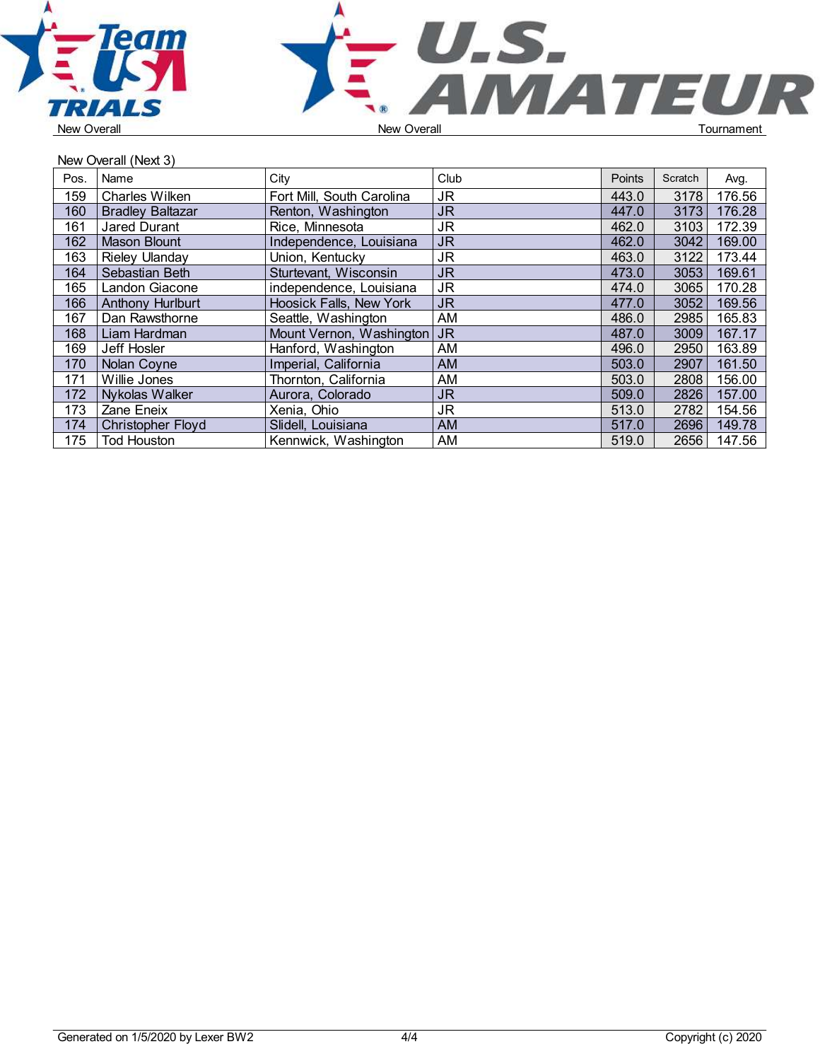New Overall (Next 3)

| Pos. | Name | City | Club | Points | Scratch | Avg. |
|---|---|---|---|---|---|---|
| 159 | Charles Wilken | Fort Mill, South Carolina | JR | 443.0 | 3178 | 176.56 |
| 160 | Bradley Baltazar | Renton, Washington | JR | 447.0 | 3173 | 176.28 |
| 161 | Jared Durant | Rice, Minnesota | JR | 462.0 | 3103 | 172.39 |
| 162 | Mason Blount | Independence, Louisiana | JR | 462.0 | 3042 | 169.00 |
| 163 | Rieley Ulanday | Union, Kentucky | JR | 463.0 | 3122 | 173.44 |
| 164 | Sebastian Beth | Sturtevant, Wisconsin | JR | 473.0 | 3053 | 169.61 |
| 165 | Landon Giacone | independence, Louisiana | JR | 474.0 | 3065 | 170.28 |
| 166 | Anthony Hurlburt | Hoosick Falls, New York | JR | 477.0 | 3052 | 169.56 |
| 167 | Dan Rawsthorne | Seattle, Washington | AM | 486.0 | 2985 | 165.83 |
| 168 | Liam Hardman | Mount Vernon, Washington | JR | 487.0 | 3009 | 167.17 |
| 169 | Jeff Hosler | Hanford, Washington | AM | 496.0 | 2950 | 163.89 |
| 170 | Nolan Coyne | Imperial, California | AM | 503.0 | 2907 | 161.50 |
| 171 | Willie Jones | Thornton, California | AM | 503.0 | 2808 | 156.00 |
| 172 | Nykolas Walker | Aurora, Colorado | JR | 509.0 | 2826 | 157.00 |
| 173 | Zane Eneix | Xenia, Ohio | JR | 513.0 | 2782 | 154.56 |
| 174 | Christopher Floyd | Slidell, Louisiana | AM | 517.0 | 2696 | 149.78 |
| 175 | Tod Houston | Kennwick, Washington | AM | 519.0 | 2656 | 147.56 |